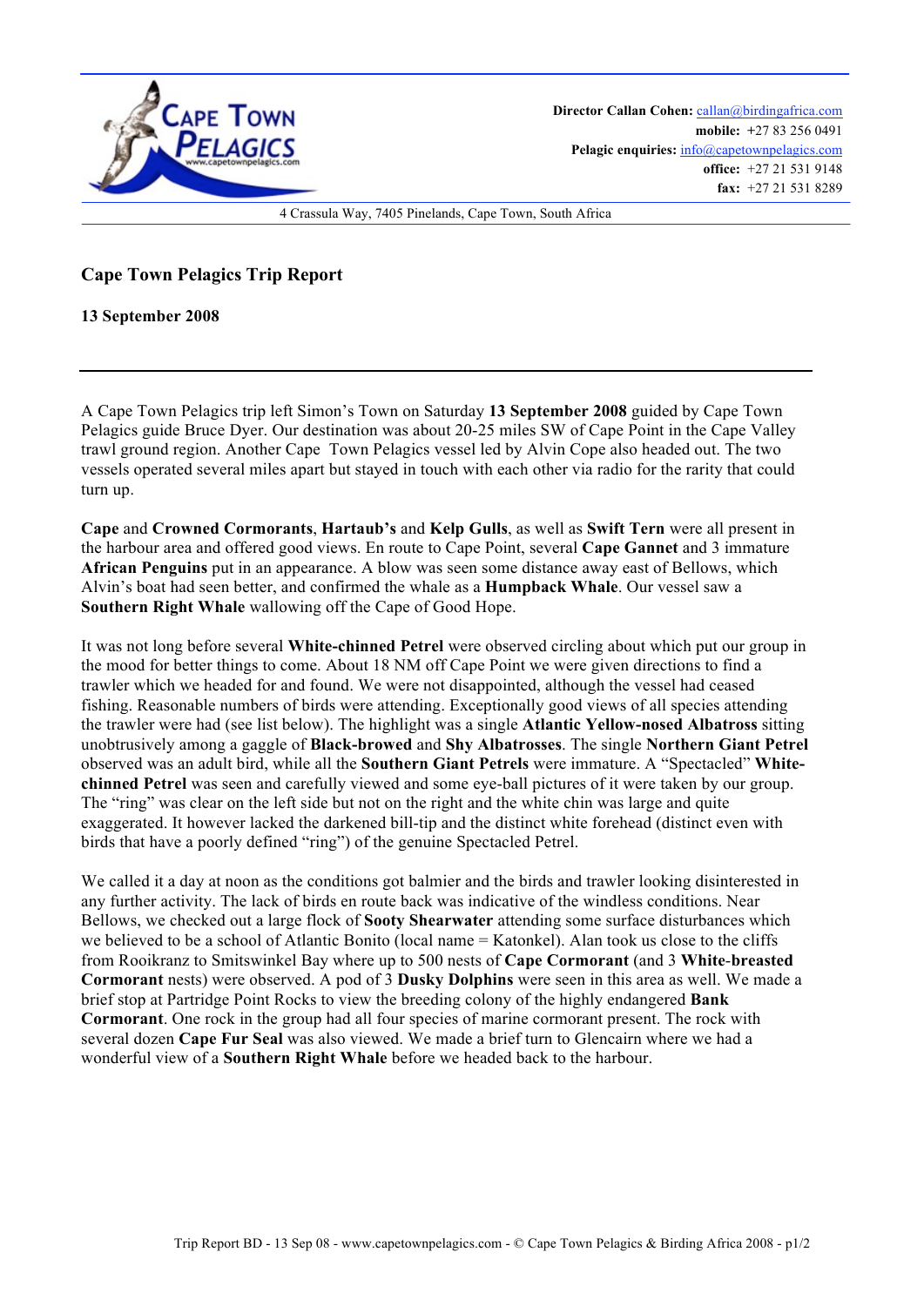Director Callan Cohen: callan@birdingafrica.com
mobile: +27 83 256 0491
Pelagic enquiries: info@capetownpelagics.com
office: +27 21 531 9148
fax: +27 21 531 8289

4 Crassula Way, 7405 Pinelands, Cape Town, South Africa

## Cape Town Pelagics Trip Report

**13 September 2008**

---

A Cape Town Pelagics trip left Simon's Town on Saturday **13 September 2008** guided by Cape Town Pelagics guide Bruce Dyer. Our destination was about 20-25 miles SW of Cape Point in the Cape Valley trawl ground region. Another Cape Town Pelagics vessel led by Alvin Cope also headed out. The two vessels operated several miles apart but stayed in touch with each other via radio for the rarity that could turn up.

**Cape** and **Crowned Cormorants**, **Hartaub's** and **Kelp Gulls**, as well as **Swift Tern** were all present in the harbour area and offered good views. En route to Cape Point, several **Cape Gannet** and 3 immature **African Penguins** put in an appearance. A blow was seen some distance away east of Bellows, which Alvin's boat had seen better, and confirmed the whale as a **Humpback Whale**. Our vessel saw a **Southern Right Whale** wallowing off the Cape of Good Hope.

It was not long before several **White-chinned Petrel** were observed circling about which put our group in the mood for better things to come. About 18 NM off Cape Point we were given directions to find a trawler which we headed for and found. We were not disappointed, although the vessel had ceased fishing. Reasonable numbers of birds were attending. Exceptionally good views of all species attending the trawler were had (see list below). The highlight was a single **Atlantic Yellow-nosed Albatross** sitting unobtrusively among a gaggle of **Black-browed** and **Shy Albatrosses**. The single **Northern Giant Petrel** observed was an adult bird, while all the **Southern Giant Petrels** were immature. A "Spectacled" **White-chinned Petrel** was seen and carefully viewed and some eye-ball pictures of it were taken by our group. The "ring" was clear on the left side but not on the right and the white chin was large and quite exaggerated. It however lacked the darkened bill-tip and the distinct white forehead (distinct even with birds that have a poorly defined "ring") of the genuine Spectacled Petrel.

We called it a day at noon as the conditions got balmier and the birds and trawler looking disinterested in any further activity. The lack of birds en route back was indicative of the windless conditions. Near Bellows, we checked out a large flock of **Sooty Shearwater** attending some surface disturbances which we believed to be a school of Atlantic Bonito (local name = Katonkel). Alan took us close to the cliffs from Rooikranz to Smitswinkel Bay where up to 500 nests of **Cape Cormorant** (and 3 **White-breasted Cormorant** nests) were observed. A pod of 3 **Dusky Dolphins** were seen in this area as well. We made a brief stop at Partridge Point Rocks to view the breeding colony of the highly endangered **Bank Cormorant**. One rock in the group had all four species of marine cormorant present. The rock with several dozen **Cape Fur Seal** was also viewed. We made a brief turn to Glencairn where we had a wonderful view of a **Southern Right Whale** before we headed back to the harbour.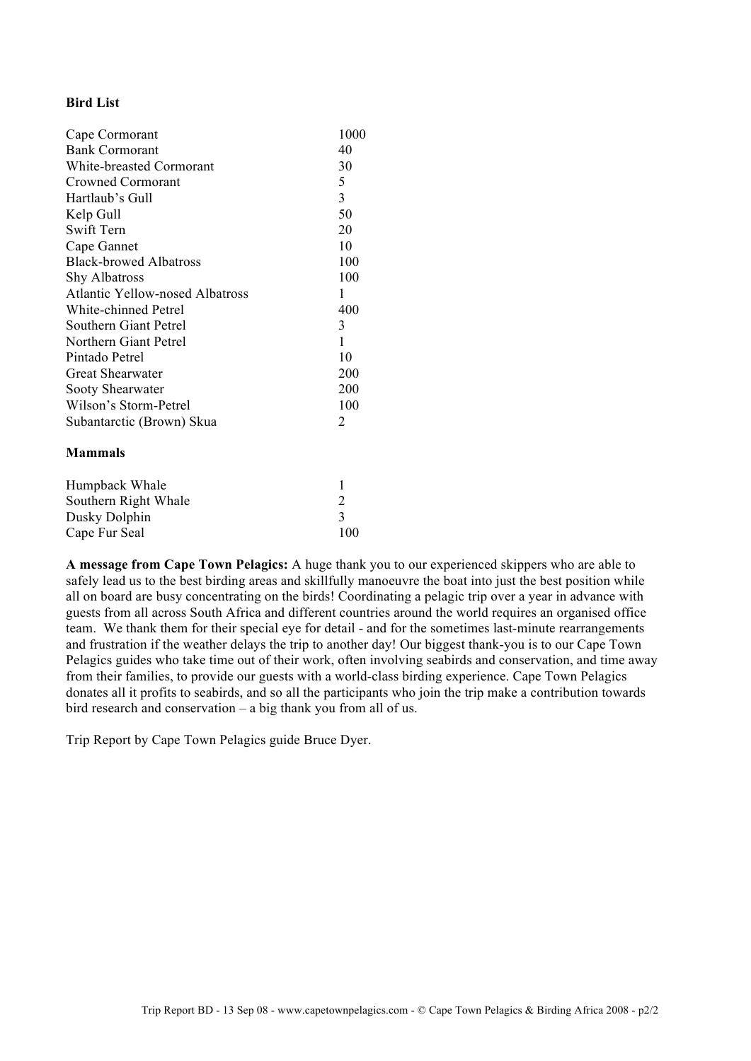**Bird List**

| | |
|---|---|
| Cape Cormorant | 1000 |
| Bank Cormorant | 40 |
| White-breasted Cormorant | 30 |
| Crowned Cormorant | 5 |
| Hartlaub's Gull | 3 |
| Kelp Gull | 50 |
| Swift Tern | 20 |
| Cape Gannet | 10 |
| Black-browed Albatross | 100 |
| Shy Albatross | 100 |
| Atlantic Yellow-nosed Albatross | 1 |
| White-chinned Petrel | 400 |
| Southern Giant Petrel | 3 |
| Northern Giant Petrel | 1 |
| Pintado Petrel | 10 |
| Great Shearwater | 200 |
| Sooty Shearwater | 200 |
| Wilson's Storm-Petrel | 100 |
| Subantarctic (Brown) Skua | 2 |

**Mammals**

| | |
|---|---|
| Humpback Whale | 1 |
| Southern Right Whale | 2 |
| Dusky Dolphin | 3 |
| Cape Fur Seal | 100 |

**A message from Cape Town Pelagics:** A huge thank you to our experienced skippers who are able to safely lead us to the best birding areas and skillfully manoeuvre the boat into just the best position while all on board are busy concentrating on the birds! Coordinating a pelagic trip over a year in advance with guests from all across South Africa and different countries around the world requires an organised office team. We thank them for their special eye for detail - and for the sometimes last-minute rearrangements and frustration if the weather delays the trip to another day! Our biggest thank-you is to our Cape Town Pelagics guides who take time out of their work, often involving seabirds and conservation, and time away from their families, to provide our guests with a world-class birding experience. Cape Town Pelagics donates all it profits to seabirds, and so all the participants who join the trip make a contribution towards bird research and conservation – a big thank you from all of us.

Trip Report by Cape Town Pelagics guide Bruce Dyer.